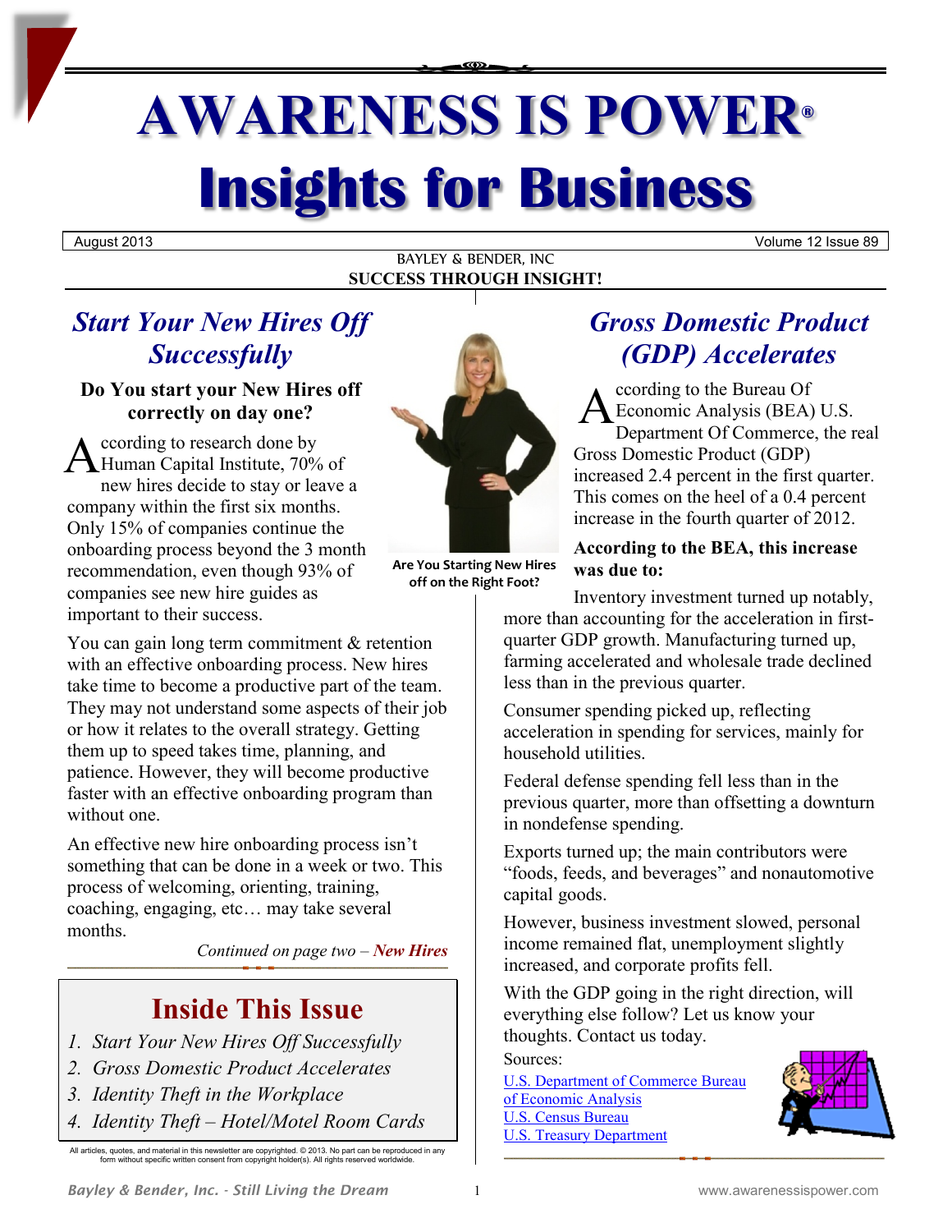# AWARENESS IS POWER®
# Insights for Business

August 2013 | Volume 12 Issue 89

BAYLEY & BENDER, INC
**SUCCESS THROUGH INSIGHT!**

## *Start Your New Hires Off Successfully*

### Do You start your New Hires off correctly on day one?

According to research done by Human Capital Institute, 70% of new hires decide to stay or leave a company within the first six months. Only 15% of companies continue the onboarding process beyond the 3 month recommendation, even though 93% of companies see new hire guides as important to their success.

Are You Starting New Hires off on the Right Foot?

You can gain long term commitment & retention with an effective onboarding process. New hires take time to become a productive part of the team. They may not understand some aspects of their job or how it relates to the overall strategy. Getting them up to speed takes time, planning, and patience. However, they will become productive faster with an effective onboarding program than without one.

An effective new hire onboarding process isn't something that can be done in a week or two. This process of welcoming, orienting, training, coaching, engaging, etc… may take several months.

*Continued on page two – **New Hires***

## Inside This Issue

1. *Start Your New Hires Off Successfully*
2. *Gross Domestic Product Accelerates*
3. *Identity Theft in the Workplace*
4. *Identity Theft – Hotel/Motel Room Cards*

All articles, quotes, and material in this newsletter are copyrighted. © 2013. No part can be reproduced in any form without specific written consent from copyright holder(s). All rights reserved worldwide.

## *Gross Domestic Product (GDP) Accelerates*

According to the Bureau Of Economic Analysis (BEA) U.S. Department Of Commerce, the real Gross Domestic Product (GDP) increased 2.4 percent in the first quarter. This comes on the heel of a 0.4 percent increase in the fourth quarter of 2012.

**According to the BEA, this increase was due to:**

Inventory investment turned up notably, more than accounting for the acceleration in first-quarter GDP growth. Manufacturing turned up, farming accelerated and wholesale trade declined less than in the previous quarter.

Consumer spending picked up, reflecting acceleration in spending for services, mainly for household utilities.

Federal defense spending fell less than in the previous quarter, more than offsetting a downturn in nondefense spending.

Exports turned up; the main contributors were "foods, feeds, and beverages" and nonautomotive capital goods.

However, business investment slowed, personal income remained flat, unemployment slightly increased, and corporate profits fell.

With the GDP going in the right direction, will everything else follow? Let us know your thoughts. Contact us today.

Sources:
U.S. Department of Commerce Bureau of Economic Analysis
U.S. Census Bureau
U.S. Treasury Department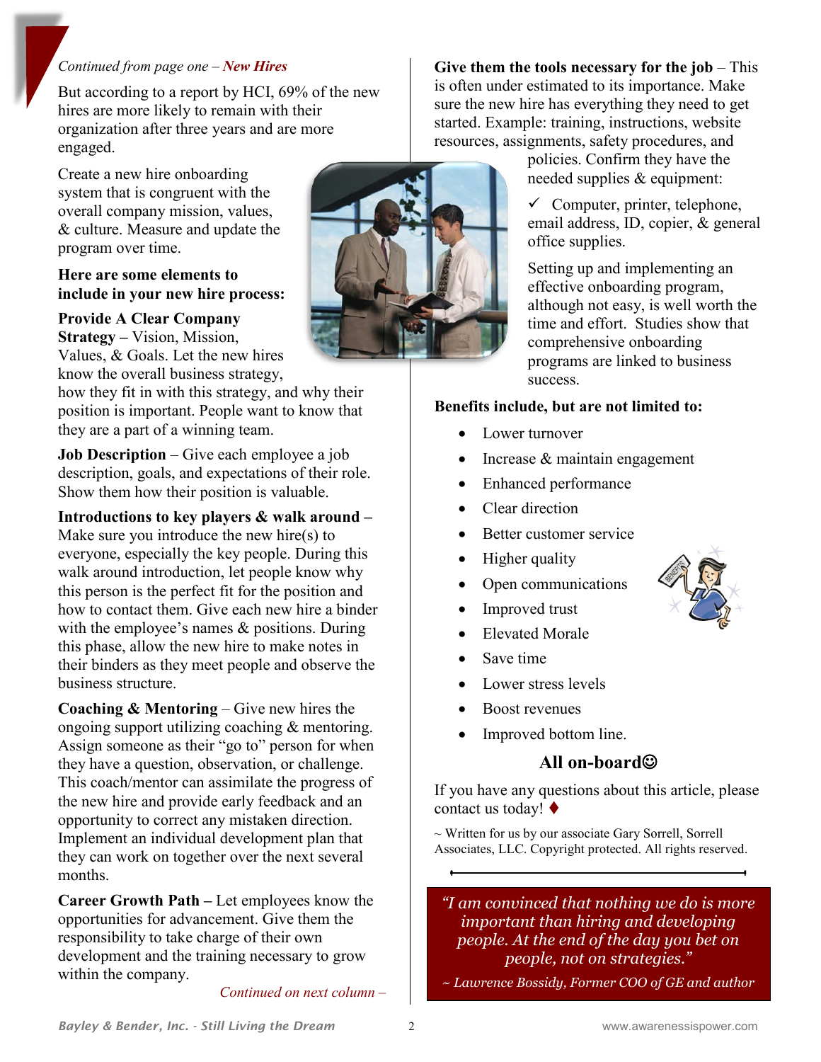*Continued from page one – **New Hires***

But according to a report by HCI, 69% of the new hires are more likely to remain with their organization after three years and are more engaged.

Create a new hire onboarding system that is congruent with the overall company mission, values, & culture. Measure and update the program over time.

**Here are some elements to include in your new hire process:**

**Provide A Clear Company Strategy –** Vision, Mission, Values, & Goals. Let the new hires know the overall business strategy, how they fit in with this strategy, and why their position is important. People want to know that they are a part of a winning team.

**Job Description** – Give each employee a job description, goals, and expectations of their role. Show them how their position is valuable.

**Introductions to key players & walk around –** Make sure you introduce the new hire(s) to everyone, especially the key people. During this walk around introduction, let people know why this person is the perfect fit for the position and how to contact them. Give each new hire a binder with the employee's names & positions. During this phase, allow the new hire to make notes in their binders as they meet people and observe the business structure.

**Coaching & Mentoring** – Give new hires the ongoing support utilizing coaching & mentoring. Assign someone as their "go to" person for when they have a question, observation, or challenge. This coach/mentor can assimilate the progress of the new hire and provide early feedback and an opportunity to correct any mistaken direction. Implement an individual development plan that they can work on together over the next several months.

**Career Growth Path –** Let employees know the opportunities for advancement. Give them the responsibility to take charge of their own development and the training necessary to grow within the company.

*Continued on next column –*

**Give them the tools necessary for the job** – This is often under estimated to its importance. Make sure the new hire has everything they need to get started. Example: training, instructions, website resources, assignments, safety procedures, and policies. Confirm they have the needed supplies & equipment:

✓ Computer, printer, telephone, email address, ID, copier, & general office supplies.

Setting up and implementing an effective onboarding program, although not easy, is well worth the time and effort. Studies show that comprehensive onboarding programs are linked to business success.

**Benefits include, but are not limited to:**

- Lower turnover
- Increase & maintain engagement
- Enhanced performance
- Clear direction
- Better customer service
- Higher quality
- Open communications
- Improved trust
- Elevated Morale
- Save time
- Lower stress levels
- Boost revenues
- Improved bottom line.

**All on-board☺**

If you have any questions about this article, please contact us today! ♦

~ Written for us by our associate Gary Sorrell, Sorrell Associates, LLC. Copyright protected. All rights reserved.

*"I am convinced that nothing we do is more important than hiring and developing people. At the end of the day you bet on people, not on strategies."*

*~ Lawrence Bossidy, Former COO of GE and author*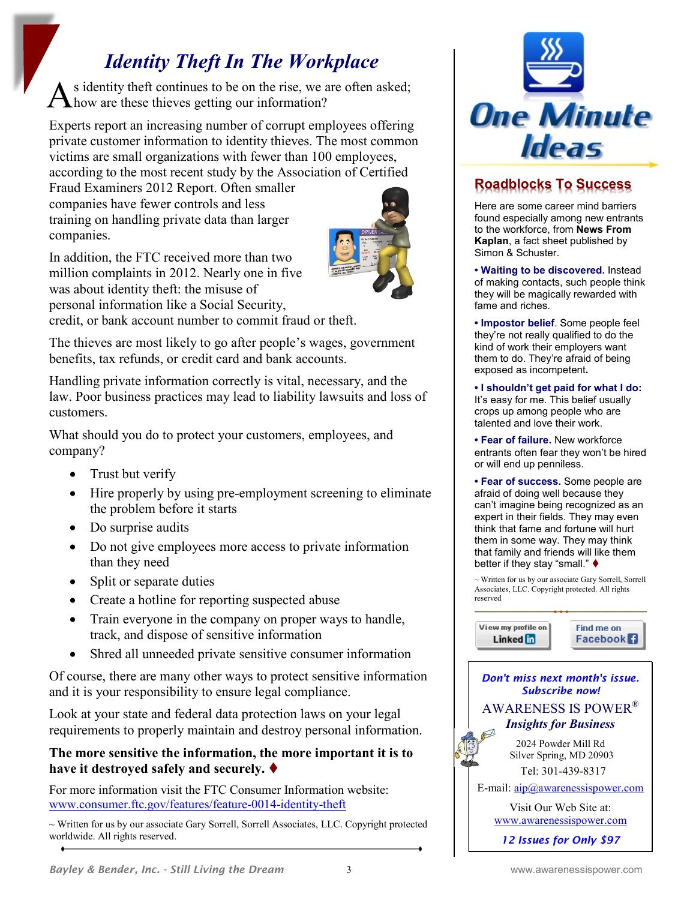# *Identity Theft In The Workplace*

As identity theft continues to be on the rise, we are often asked; how are these thieves getting our information?

Experts report an increasing number of corrupt employees offering private customer information to identity thieves. The most common victims are small organizations with fewer than 100 employees, according to the most recent study by the Association of Certified Fraud Examiners 2012 Report. Often smaller companies have fewer controls and less training on handling private data than larger companies.

In addition, the FTC received more than two million complaints in 2012. Nearly one in five was about identity theft: the misuse of personal information like a Social Security, credit, or bank account number to commit fraud or theft.

The thieves are most likely to go after people's wages, government benefits, tax refunds, or credit card and bank accounts.

Handling private information correctly is vital, necessary, and the law. Poor business practices may lead to liability lawsuits and loss of customers.

What should you do to protect your customers, employees, and company?

- Trust but verify
- Hire properly by using pre-employment screening to eliminate the problem before it starts
- Do surprise audits
- Do not give employees more access to private information than they need
- Split or separate duties
- Create a hotline for reporting suspected abuse
- Train everyone in the company on proper ways to handle, track, and dispose of sensitive information
- Shred all unneeded private sensitive consumer information

Of course, there are many other ways to protect sensitive information and it is your responsibility to ensure legal compliance.

Look at your state and federal data protection laws on your legal requirements to properly maintain and destroy personal information.

**The more sensitive the information, the more important it is to have it destroyed safely and securely.** ♦

For more information visit the FTC Consumer Information website:
www.consumer.ftc.gov/features/feature-0014-identity-theft

~ Written for us by our associate Gary Sorrell, Sorrell Associates, LLC. Copyright protected worldwide. All rights reserved.

# One Minute Ideas

## Roadblocks To Success

Here are some career mind barriers found especially among new entrants to the workforce, from **News From Kaplan**, a fact sheet published by Simon & Schuster.

**• Waiting to be discovered.** Instead of making contacts, such people think they will be magically rewarded with fame and riches.

**• Impostor belief**. Some people feel they're not really qualified to do the kind of work their employers want them to do. They're afraid of being exposed as incompetent.

**• I shouldn't get paid for what I do:** It's easy for me. This belief usually crops up among people who are talented and love their work.

**• Fear of failure.** New workforce entrants often fear they won't be hired or will end up penniless.

**• Fear of success.** Some people are afraid of doing well because they can't imagine being recognized as an expert in their fields. They may even think that fame and fortune will hurt them in some way. They may think that family and friends will like them better if they stay "small." ♦

~ Written for us by our associate Gary Sorrell, Sorrell Associates, LLC. Copyright protected. All rights reserved

View my profile on LinkedIn | Find me on Facebook

*Don't miss next month's issue. Subscribe now!*

AWARENESS IS POWER®
***Insights for Business***

2024 Powder Mill Rd
Silver Spring, MD 20903
Tel: 301-439-8317

E-mail: aip@awarenessispower.com

Visit Our Web Site at:
www.awarenessispower.com

*12 Issues for Only $97*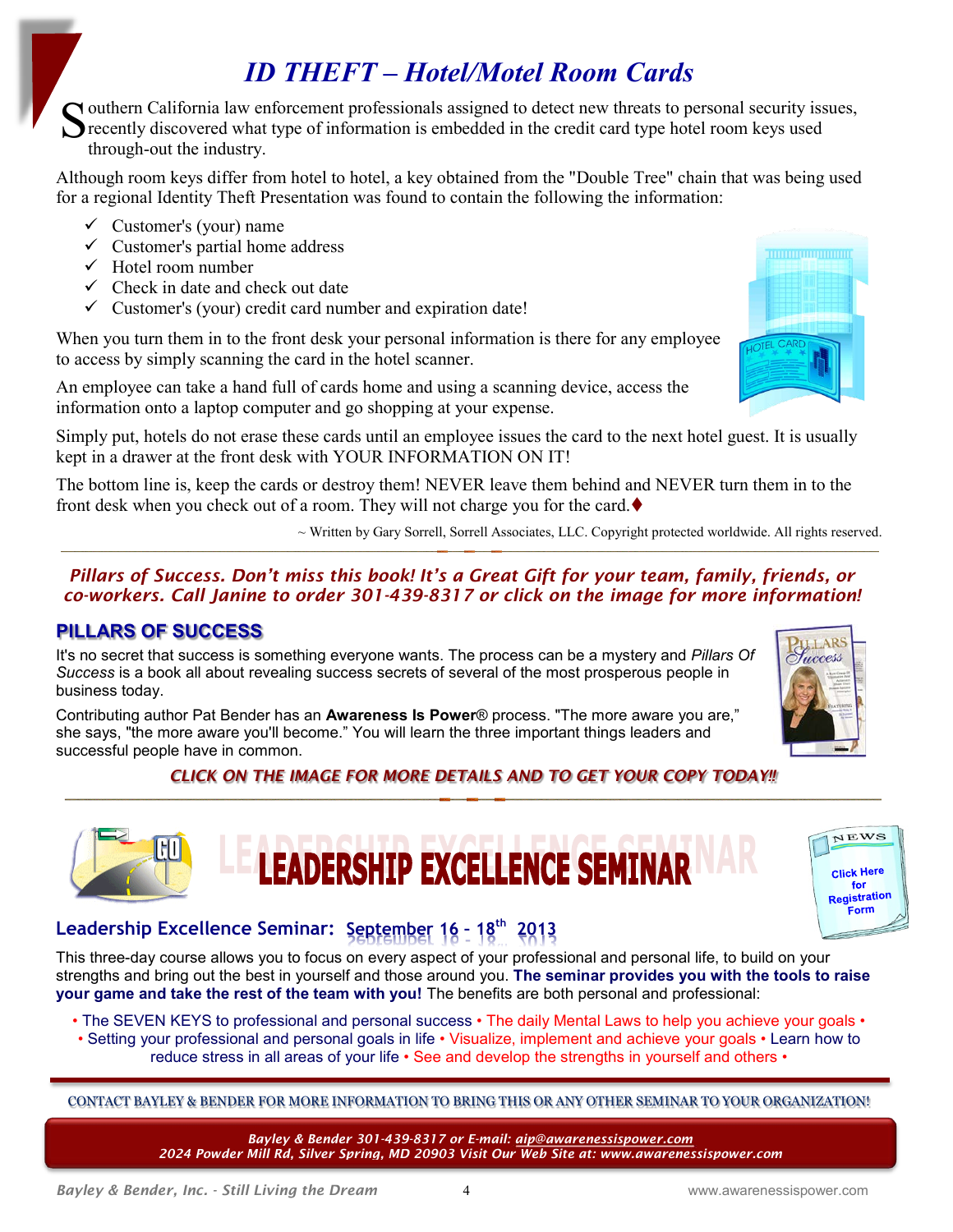# ID THEFT – Hotel/Motel Room Cards

Southern California law enforcement professionals assigned to detect new threats to personal security issues, recently discovered what type of information is embedded in the credit card type hotel room keys used through-out the industry.

Although room keys differ from hotel to hotel, a key obtained from the "Double Tree" chain that was being used for a regional Identity Theft Presentation was found to contain the following the information:

- ✓ Customer's (your) name
- ✓ Customer's partial home address
- ✓ Hotel room number
- ✓ Check in date and check out date
- ✓ Customer's (your) credit card number and expiration date!

When you turn them in to the front desk your personal information is there for any employee to access by simply scanning the card in the hotel scanner.

An employee can take a hand full of cards home and using a scanning device, access the information onto a laptop computer and go shopping at your expense.

Simply put, hotels do not erase these cards until an employee issues the card to the next hotel guest. It is usually kept in a drawer at the front desk with YOUR INFORMATION ON IT!

The bottom line is, keep the cards or destroy them! NEVER leave them behind and NEVER turn them in to the front desk when you check out of a room. They will not charge you for the card.♦

~ Written by Gary Sorrell, Sorrell Associates, LLC. Copyright protected worldwide. All rights reserved.

---

*Pillars of Success. Don't miss this book! It's a Great Gift for your team, family, friends, or co-workers. Call Janine to order 301-439-8317 or click on the image for more information!*

## PILLARS OF SUCCESS

It's no secret that success is something everyone wants. The process can be a mystery and *Pillars Of Success* is a book all about revealing success secrets of several of the most prosperous people in business today.

Contributing author Pat Bender has an **Awareness Is Power**® process. "The more aware you are," she says, "the more aware you'll become." You will learn the three important things leaders and successful people have in common.

*CLICK ON THE IMAGE FOR MORE DETAILS AND TO GET YOUR COPY TODAY!!*

---

# LEADERSHIP EXCELLENCE SEMINAR

Click Here for Registration Form

## Leadership Excellence Seminar: September 16 - 18th 2013

This three-day course allows you to focus on every aspect of your professional and personal life, to build on your strengths and bring out the best in yourself and those around you. **The seminar provides you with the tools to raise your game and take the rest of the team with you!** The benefits are both personal and professional:

• The SEVEN KEYS to professional and personal success • The daily Mental Laws to help you achieve your goals • Setting your professional and personal goals in life • Visualize, implement and achieve your goals • Learn how to reduce stress in all areas of your life • See and develop the strengths in yourself and others •

CONTACT BAYLEY & BENDER FOR MORE INFORMATION TO BRING THIS OR ANY OTHER SEMINAR TO YOUR ORGANIZATION!

*Bayley & Bender 301-439-8317 or E-mail: aip@awarenessispower.com*
*2024 Powder Mill Rd, Silver Spring, MD 20903 Visit Our Web Site at: www.awarenessispower.com*